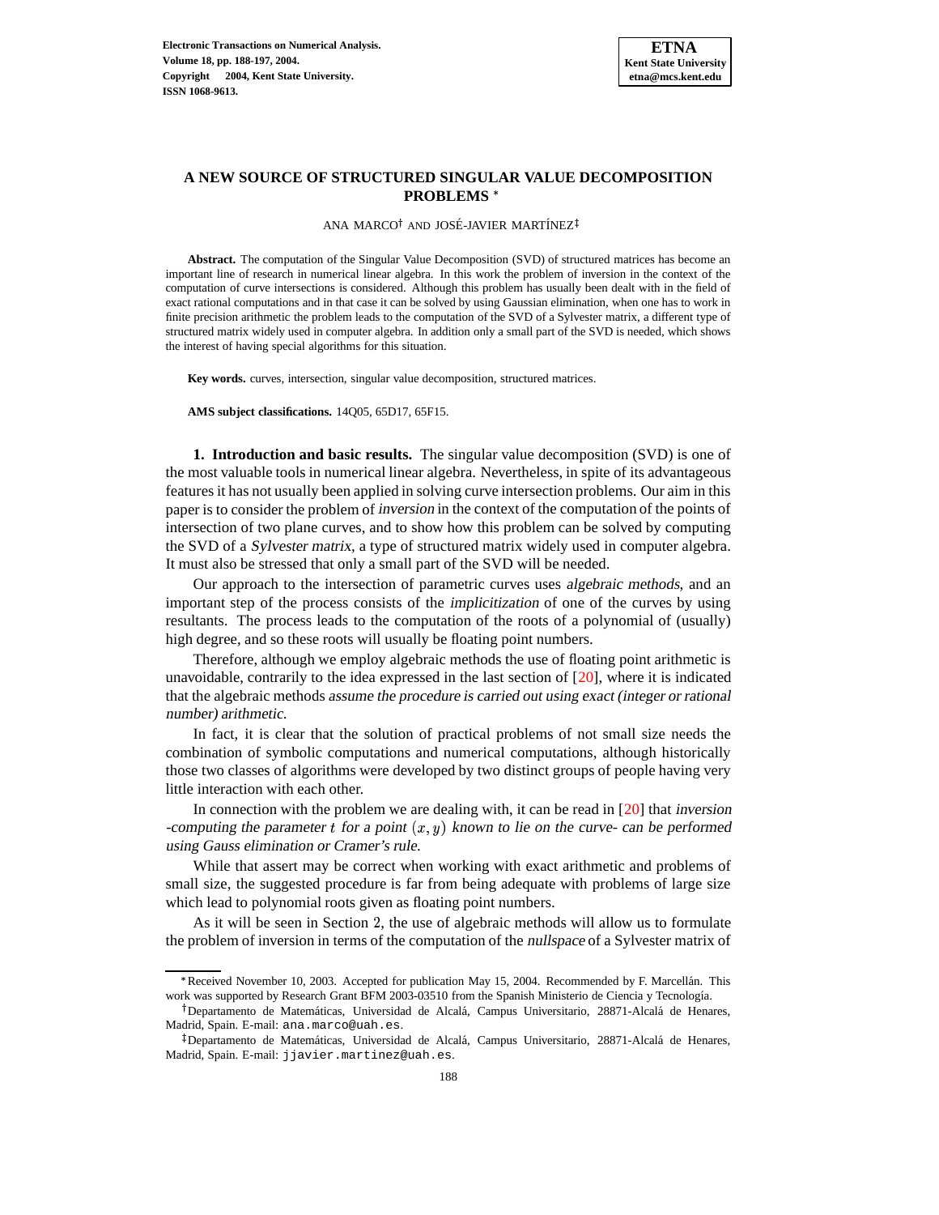# A NEW SOURCE OF STRUCTURED SINGULAR VALUE DECOMPOSITION PROBLEMS *

ANA MARCO† AND JOSÉ-JAVIER MARTÍNEZ‡

**Abstract.** The computation of the Singular Value Decomposition (SVD) of structured matrices has become an important line of research in numerical linear algebra. In this work the problem of inversion in the context of the computation of curve intersections is considered. Although this problem has usually been dealt with in the field of exact rational computations and in that case it can be solved by using Gaussian elimination, when one has to work in finite precision arithmetic the problem leads to the computation of the SVD of a Sylvester matrix, a different type of structured matrix widely used in computer algebra. In addition only a small part of the SVD is needed, which shows the interest of having special algorithms for this situation.

**Key words.** curves, intersection, singular value decomposition, structured matrices.

**AMS subject classifications.** 14Q05, 65D17, 65F15.

**1. Introduction and basic results.** The singular value decomposition (SVD) is one of the most valuable tools in numerical linear algebra. Nevertheless, in spite of its advantageous features it has not usually been applied in solving curve intersection problems. Our aim in this paper is to consider the problem of *inversion* in the context of the computation of the points of intersection of two plane curves, and to show how this problem can be solved by computing the SVD of a *Sylvester matrix*, a type of structured matrix widely used in computer algebra. It must also be stressed that only a small part of the SVD will be needed.

Our approach to the intersection of parametric curves uses *algebraic methods*, and an important step of the process consists of the *implicitization* of one of the curves by using resultants. The process leads to the computation of the roots of a polynomial of (usually) high degree, and so these roots will usually be floating point numbers.

Therefore, although we employ algebraic methods the use of floating point arithmetic is unavoidable, contrarily to the idea expressed in the last section of [20], where it is indicated that the algebraic methods *assume the procedure is carried out using exact (integer or rational number) arithmetic*.

In fact, it is clear that the solution of practical problems of not small size needs the combination of symbolic computations and numerical computations, although historically those two classes of algorithms were developed by two distinct groups of people having very little interaction with each other.

In connection with the problem we are dealing with, it can be read in [20] that *inversion -computing the parameter $t$ for a point $(x, y)$ known to lie on the curve- can be performed using Gauss elimination or Cramer's rule*.

While that assert may be correct when working with exact arithmetic and problems of small size, the suggested procedure is far from being adequate with problems of large size which lead to polynomial roots given as floating point numbers.

As it will be seen in Section 2, the use of algebraic methods will allow us to formulate the problem of inversion in terms of the computation of the *nullspace* of a Sylvester matrix of

---

*Received November 10, 2003. Accepted for publication May 15, 2004. Recommended by F. Marcellán. This work was supported by Research Grant BFM 2003-03510 from the Spanish Ministerio de Ciencia y Tecnología.

†Departamento de Matemáticas, Universidad de Alcalá, Campus Universitario, 28871-Alcalá de Henares, Madrid, Spain. E-mail: ana.marco@uah.es.

‡Departamento de Matemáticas, Universidad de Alcalá, Campus Universitario, 28871-Alcalá de Henares, Madrid, Spain. E-mail: jjavier.martinez@uah.es.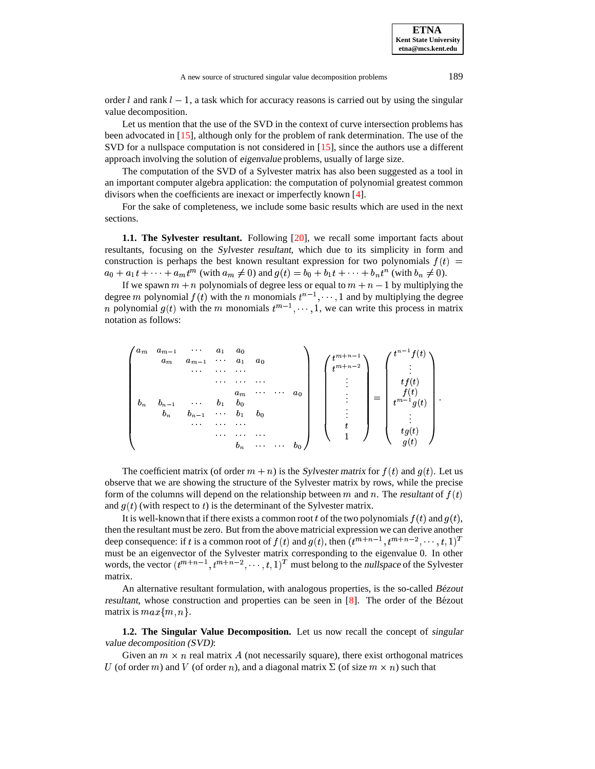order $l$ and rank $l-1$, a task which for accuracy reasons is carried out by using the singular value decomposition.

Let us mention that the use of the SVD in the context of curve intersection problems has been advocated in [15], although only for the problem of rank determination. The use of the SVD for a nullspace computation is not considered in [15], since the authors use a different approach involving the solution of *eigenvalue* problems, usually of large size.

The computation of the SVD of a Sylvester matrix has also been suggested as a tool in an important computer algebra application: the computation of polynomial greatest common divisors when the coefficients are inexact or imperfectly known [4].

For the sake of completeness, we include some basic results which are used in the next sections.

**1.1. The Sylvester resultant.** Following [20], we recall some important facts about resultants, focusing on the *Sylvester resultant*, which due to its simplicity in form and construction is perhaps the best known resultant expression for two polynomials $f(t) = a_0 + a_1 t + \cdots + a_m t^m$ (with $a_m \neq 0$) and $g(t) = b_0 + b_1 t + \cdots + b_n t^n$ (with $b_n \neq 0$).

If we spawn $m+n$ polynomials of degree less or equal to $m+n-1$ by multiplying the degree $m$ polynomial $f(t)$ with the $n$ monomials $t^{n-1}, \cdots, 1$ and by multiplying the degree $n$ polynomial $g(t)$ with the $m$ monomials $t^{m-1}, \cdots, 1$, we can write this process in matrix notation as follows:

$$
\begin{pmatrix}
a_m & a_{m-1} & \cdots & a_1 & a_0 & & & \\
 & a_m & a_{m-1} & \cdots & a_1 & a_0 & & \\
 & & \cdots & \cdots & \cdots & & & \\
 & & & \cdots & \cdots & \cdots & & \\
 & & & & a_m & \cdots & \cdots & a_0 \\
b_n & b_{n-1} & \cdots & b_1 & b_0 & & & \\
 & b_n & b_{n-1} & \cdots & b_1 & b_0 & & \\
 & & \cdots & \cdots & \cdots & & & \\
 & & & \cdots & \cdots & \cdots & & \\
 & & & & b_n & \cdots & \cdots & b_0
\end{pmatrix}
\begin{pmatrix}
t^{m+n-1} \\ t^{m+n-2} \\ \vdots \\ \vdots \\ \vdots \\ t \\ 1
\end{pmatrix}
=
\begin{pmatrix}
t^{n-1} f(t) \\ \vdots \\ t f(t) \\ f(t) \\ t^{m-1} g(t) \\ \vdots \\ t g(t) \\ g(t)
\end{pmatrix}.
$$

The coefficient matrix (of order $m+n$) is the *Sylvester matrix* for $f(t)$ and $g(t)$. Let us observe that we are showing the structure of the Sylvester matrix by rows, while the precise form of the columns will depend on the relationship between $m$ and $n$. The *resultant* of $f(t)$ and $g(t)$ (with respect to $t$) is the determinant of the Sylvester matrix.

It is well-known that if there exists a common root $t$ of the two polynomials $f(t)$ and $g(t)$, then the resultant must be zero. But from the above matricial expression we can derive another deep consequence: if $t$ is a common root of $f(t)$ and $g(t)$, then $(t^{m+n-1}, t^{m+n-2}, \cdots, t, 1)^T$ must be an eigenvector of the Sylvester matrix corresponding to the eigenvalue 0. In other words, the vector $(t^{m+n-1}, t^{m+n-2}, \cdots, t, 1)^T$ must belong to the *nullspace* of the Sylvester matrix.

An alternative resultant formulation, with analogous properties, is the so-called *Bézout resultant*, whose construction and properties can be seen in [8]. The order of the Bézout matrix is $max\{m, n\}$.

**1.2. The Singular Value Decomposition.** Let us now recall the concept of *singular value decomposition (SVD)*:

Given an $m \times n$ real matrix $A$ (not necessarily square), there exist orthogonal matrices $U$ (of order $m$) and $V$ (of order $n$), and a diagonal matrix $\Sigma$ (of size $m \times n$) such that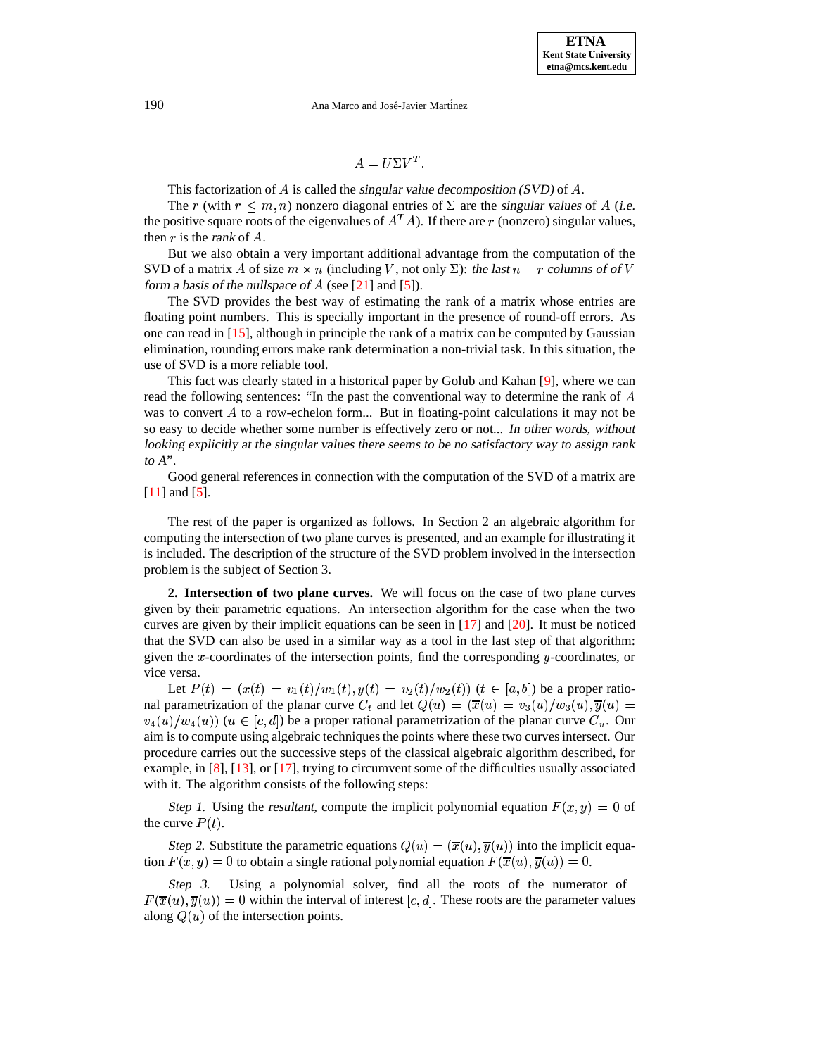$$A = U\Sigma V^T.$$

This factorization of $A$ is called the *singular value decomposition (SVD)* of $A$.

The $r$ (with $r \leq m, n$) nonzero diagonal entries of $\Sigma$ are the *singular values* of $A$ (*i.e.* the positive square roots of the eigenvalues of $A^T A$). If there are $r$ (nonzero) singular values, then $r$ is the *rank* of $A$.

But we also obtain a very important additional advantage from the computation of the SVD of a matrix $A$ of size $m \times n$ (including $V$, not only $\Sigma$): *the last $n - r$ columns of of $V$ form a basis of the nullspace of $A$* (see [21] and [5]).

The SVD provides the best way of estimating the rank of a matrix whose entries are floating point numbers. This is specially important in the presence of round-off errors. As one can read in [15], although in principle the rank of a matrix can be computed by Gaussian elimination, rounding errors make rank determination a non-trivial task. In this situation, the use of SVD is a more reliable tool.

This fact was clearly stated in a historical paper by Golub and Kahan [9], where we can read the following sentences: "In the past the conventional way to determine the rank of $A$ was to convert $A$ to a row-echelon form... But in floating-point calculations it may not be so easy to decide whether some number is effectively zero or not... *In other words, without looking explicitly at the singular values there seems to be no satisfactory way to assign rank to $A$*".

Good general references in connection with the computation of the SVD of a matrix are [11] and [5].

The rest of the paper is organized as follows. In Section 2 an algebraic algorithm for computing the intersection of two plane curves is presented, and an example for illustrating it is included. The description of the structure of the SVD problem involved in the intersection problem is the subject of Section 3.

**2. Intersection of two plane curves.** We will focus on the case of two plane curves given by their parametric equations. An intersection algorithm for the case when the two curves are given by their implicit equations can be seen in [17] and [20]. It must be noticed that the SVD can also be used in a similar way as a tool in the last step of that algorithm: given the $x$-coordinates of the intersection points, find the corresponding $y$-coordinates, or vice versa.

Let $P(t) = (x(t) = v_1(t)/w_1(t), y(t) = v_2(t)/w_2(t))$ ($t \in [a, b]$) be a proper rational parametrization of the planar curve $C_t$ and let $Q(u) = (\overline{x}(u) = v_3(u)/w_3(u), \overline{y}(u) = v_4(u)/w_4(u))$ ($u \in [c, d]$) be a proper rational parametrization of the planar curve $C_u$. Our aim is to compute using algebraic techniques the points where these two curves intersect. Our procedure carries out the successive steps of the classical algebraic algorithm described, for example, in [8], [13], or [17], trying to circumvent some of the difficulties usually associated with it. The algorithm consists of the following steps:

*Step 1.* Using the *resultant*, compute the implicit polynomial equation $F(x, y) = 0$ of the curve $P(t)$.

*Step 2.* Substitute the parametric equations $Q(u) = (\overline{x}(u), \overline{y}(u))$ into the implicit equation $F(x, y) = 0$ to obtain a single rational polynomial equation $F(\overline{x}(u), \overline{y}(u)) = 0$.

*Step 3.* Using a polynomial solver, find all the roots of the numerator of $F(\overline{x}(u), \overline{y}(u)) = 0$ within the interval of interest $[c, d]$. These roots are the parameter values along $Q(u)$ of the intersection points.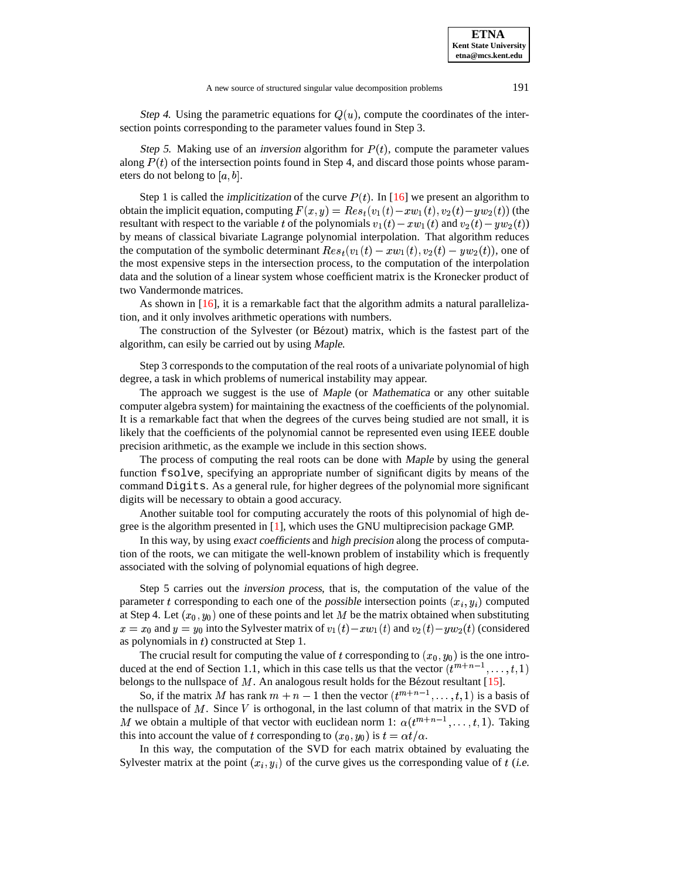*Step 4.* Using the parametric equations for $Q(u)$, compute the coordinates of the intersection points corresponding to the parameter values found in Step 3.

*Step 5.* Making use of an *inversion* algorithm for $P(t)$, compute the parameter values along $P(t)$ of the intersection points found in Step 4, and discard those points whose parameters do not belong to $[a, b]$.

Step 1 is called the *implicitization* of the curve $P(t)$. In [16] we present an algorithm to obtain the implicit equation, computing $F(x, y) = Res_t(v_1(t) - xw_1(t), v_2(t) - yw_2(t))$ (the resultant with respect to the variable $t$ of the polynomials $v_1(t) - xw_1(t)$ and $v_2(t) - yw_2(t)$) by means of classical bivariate Lagrange polynomial interpolation. That algorithm reduces the computation of the symbolic determinant $Res_t(v_1(t) - xw_1(t), v_2(t) - yw_2(t))$, one of the most expensive steps in the intersection process, to the computation of the interpolation data and the solution of a linear system whose coefficient matrix is the Kronecker product of two Vandermonde matrices.

As shown in [16], it is a remarkable fact that the algorithm admits a natural parallelization, and it only involves arithmetic operations with numbers.

The construction of the Sylvester (or Bézout) matrix, which is the fastest part of the algorithm, can esily be carried out by using *Maple*.

Step 3 corresponds to the computation of the real roots of a univariate polynomial of high degree, a task in which problems of numerical instability may appear.

The approach we suggest is the use of *Maple* (or *Mathematica* or any other suitable computer algebra system) for maintaining the exactness of the coefficients of the polynomial. It is a remarkable fact that when the degrees of the curves being studied are not small, it is likely that the coefficients of the polynomial cannot be represented even using IEEE double precision arithmetic, as the example we include in this section shows.

The process of computing the real roots can be done with *Maple* by using the general function `fsolve`, specifying an appropriate number of significant digits by means of the command `Digits`. As a general rule, for higher degrees of the polynomial more significant digits will be necessary to obtain a good accuracy.

Another suitable tool for computing accurately the roots of this polynomial of high degree is the algorithm presented in [1], which uses the GNU multiprecision package GMP.

In this way, by using *exact coefficients* and *high precision* along the process of computation of the roots, we can mitigate the well-known problem of instability which is frequently associated with the solving of polynomial equations of high degree.

Step 5 carries out the *inversion process*, that is, the computation of the value of the parameter $t$ corresponding to each one of the *possible* intersection points $(x_i, y_i)$ computed at Step 4. Let $(x_0, y_0)$ one of these points and let $M$ be the matrix obtained when substituting $x = x_0$ and $y = y_0$ into the Sylvester matrix of $v_1(t) - xw_1(t)$ and $v_2(t) - yw_2(t)$ (considered as polynomials in $t$) constructed at Step 1.

The crucial result for computing the value of $t$ corresponding to $(x_0, y_0)$ is the one introduced at the end of Section 1.1, which in this case tells us that the vector $(t^{m+n-1}, \ldots, t, 1)$ belongs to the nullspace of $M$. An analogous result holds for the Bézout resultant [15].

So, if the matrix $M$ has rank $m + n - 1$ then the vector $(t^{m+n-1}, \ldots, t, 1)$ is a basis of the nullspace of $M$. Since $V$ is orthogonal, in the last column of that matrix in the SVD of $M$ we obtain a multiple of that vector with euclidean norm 1: $\alpha(t^{m+n-1}, \ldots, t, 1)$. Taking this into account the value of $t$ corresponding to $(x_0, y_0)$ is $t = \alpha t/\alpha$.

In this way, the computation of the SVD for each matrix obtained by evaluating the Sylvester matrix at the point $(x_i, y_i)$ of the curve gives us the corresponding value of $t$ (*i.e.*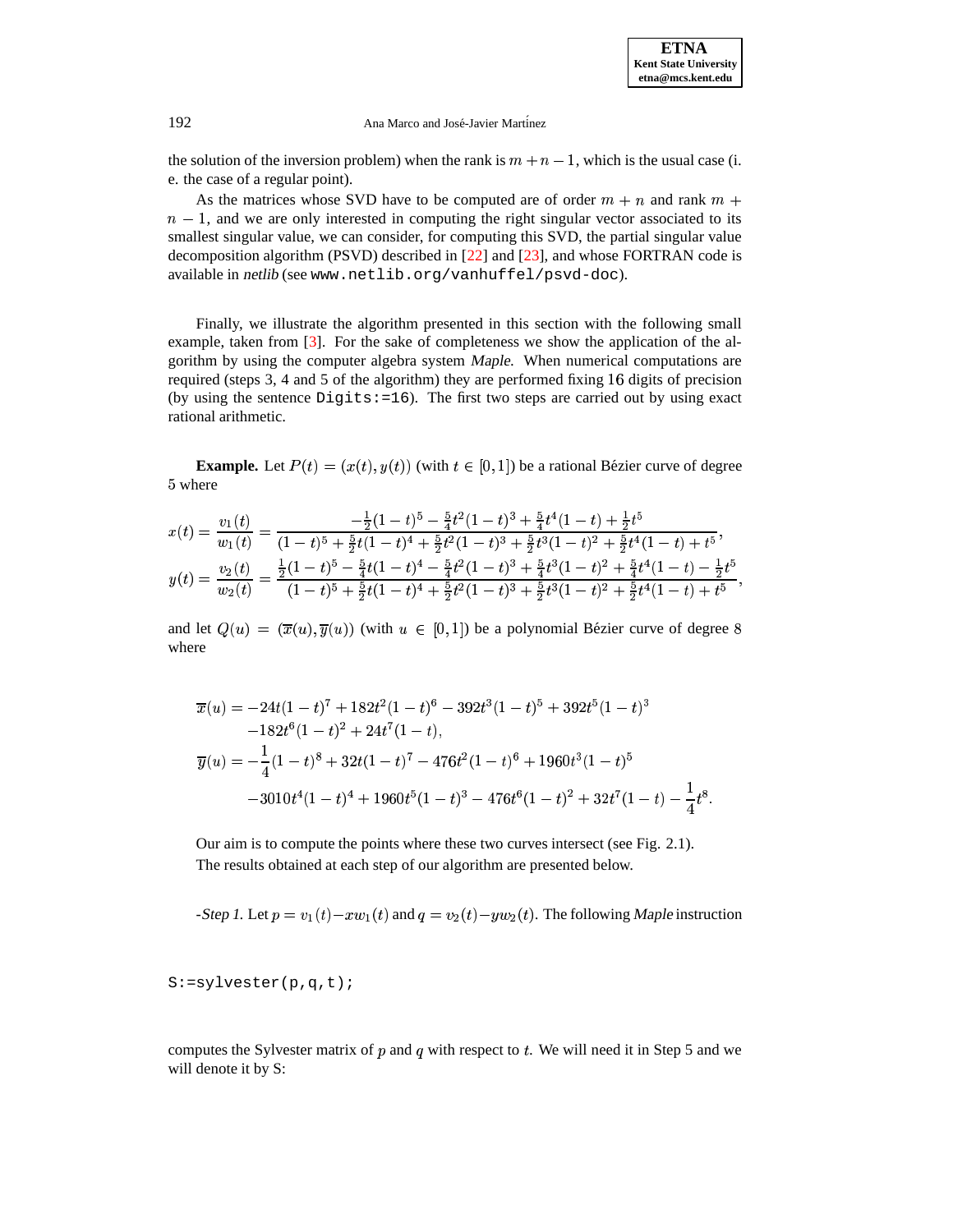the solution of the inversion problem) when the rank is $m+n-1$, which is the usual case (i. e. the case of a regular point).

As the matrices whose SVD have to be computed are of order $m+n$ and rank $m+n-1$, and we are only interested in computing the right singular vector associated to its smallest singular value, we can consider, for computing this SVD, the partial singular value decomposition algorithm (PSVD) described in [22] and [23], and whose FORTRAN code is available in *netlib* (see `www.netlib.org/vanhuffel/psvd-doc`).

Finally, we illustrate the algorithm presented in this section with the following small example, taken from [3]. For the sake of completeness we show the application of the algorithm by using the computer algebra system *Maple*. When numerical computations are required (steps 3, 4 and 5 of the algorithm) they are performed fixing 16 digits of precision (by using the sentence `Digits:=16`). The first two steps are carried out by using exact rational arithmetic.

**Example.** Let $P(t) = (x(t), y(t))$ (with $t \in [0,1]$) be a rational Bézier curve of degree 5 where

$$x(t) = \frac{v_1(t)}{w_1(t)} = \frac{-\frac{1}{2}(1-t)^5 - \frac{5}{4}t^2(1-t)^3 + \frac{5}{4}t^4(1-t) + \frac{1}{2}t^5}{(1-t)^5 + \frac{5}{2}t(1-t)^4 + \frac{5}{2}t^2(1-t)^3 + \frac{5}{2}t^3(1-t)^2 + \frac{5}{2}t^4(1-t) + t^5},$$

$$y(t) = \frac{v_2(t)}{w_2(t)} = \frac{\frac{1}{2}(1-t)^5 - \frac{5}{4}t(1-t)^4 - \frac{5}{4}t^2(1-t)^3 + \frac{5}{4}t^3(1-t)^2 + \frac{5}{4}t^4(1-t) - \frac{1}{2}t^5}{(1-t)^5 + \frac{5}{2}t(1-t)^4 + \frac{5}{2}t^2(1-t)^3 + \frac{5}{2}t^3(1-t)^2 + \frac{5}{2}t^4(1-t) + t^5},$$

and let $Q(u) = (\overline{x}(u), \overline{y}(u))$ (with $u \in [0,1]$) be a polynomial Bézier curve of degree 8 where

$$\begin{aligned}
\overline{x}(u) &= -24t(1-t)^7 + 182t^2(1-t)^6 - 392t^3(1-t)^5 + 392t^5(1-t)^3 \\
&\quad -182t^6(1-t)^2 + 24t^7(1-t), \\
\overline{y}(u) &= -\frac{1}{4}(1-t)^8 + 32t(1-t)^7 - 476t^2(1-t)^6 + 1960t^3(1-t)^5 \\
&\quad -3010t^4(1-t)^4 + 1960t^5(1-t)^3 - 476t^6(1-t)^2 + 32t^7(1-t) - \frac{1}{4}t^8.
\end{aligned}$$

Our aim is to compute the points where these two curves intersect (see Fig. 2.1).

The results obtained at each step of our algorithm are presented below.

-*Step 1.* Let $p = v_1(t) - xw_1(t)$ and $q = v_2(t) - yw_2(t)$. The following *Maple* instruction

```
S:=sylvester(p,q,t);
```

computes the Sylvester matrix of $p$ and $q$ with respect to $t$. We will need it in Step 5 and we will denote it by S: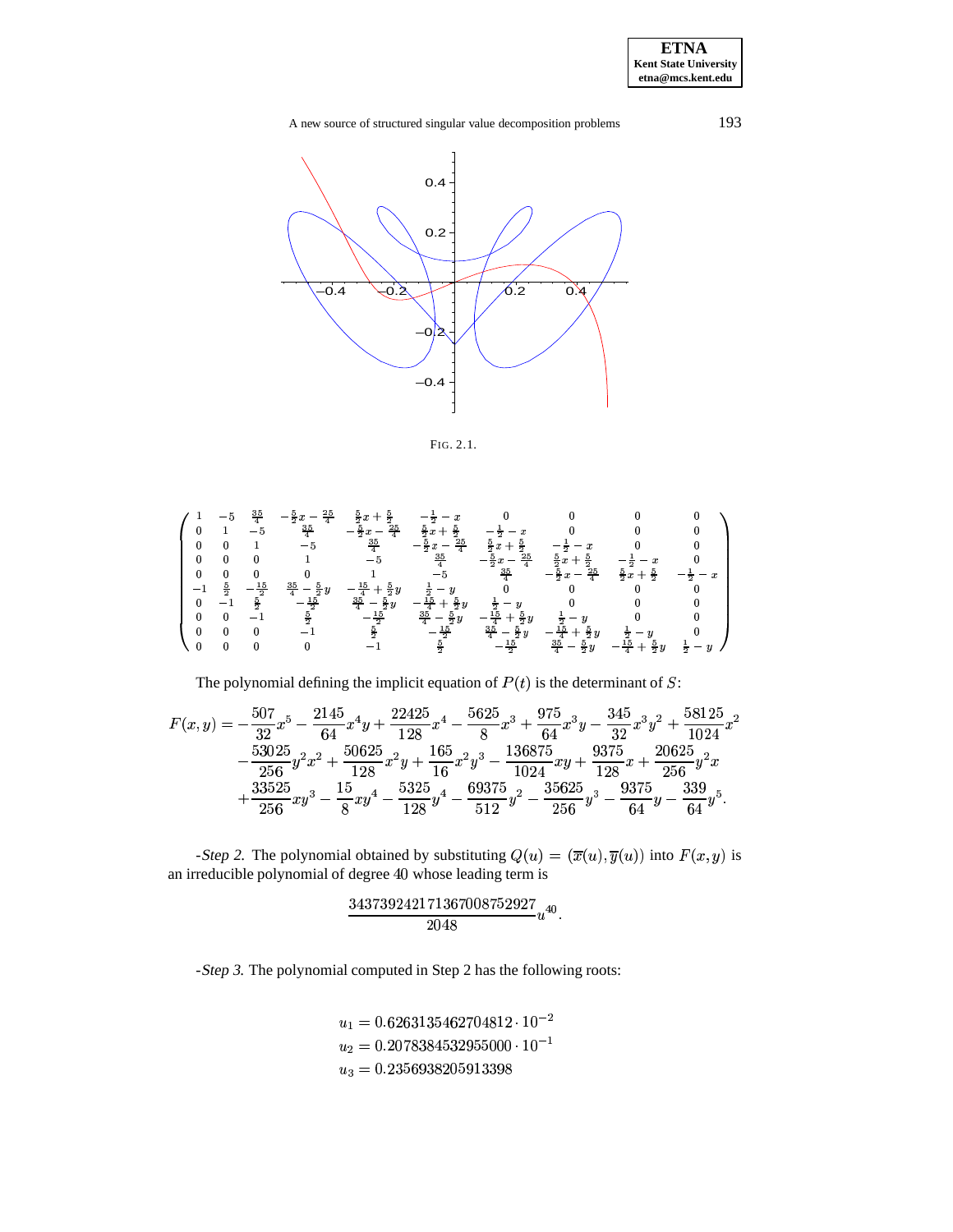FIG. 2.1.

$$
\begin{pmatrix}
1 & -5 & \frac{35}{4} & -\frac{5}{2}x-\frac{25}{4} & \frac{5}{2}x+\frac{5}{2} & -\frac{1}{2}-x & 0 & 0 & 0 & 0 \\
0 & 1 & -5 & \frac{35}{4} & -\frac{5}{2}x-\frac{25}{4} & \frac{5}{2}x+\frac{5}{2} & -\frac{1}{2}-x & 0 & 0 & 0 \\
0 & 0 & 1 & -5 & \frac{35}{4} & -\frac{5}{2}x-\frac{25}{4} & \frac{5}{2}x+\frac{5}{2} & -\frac{1}{2}-x & 0 & 0 \\
0 & 0 & 0 & 1 & -5 & \frac{35}{4} & -\frac{5}{2}x-\frac{25}{4} & \frac{5}{2}x+\frac{5}{2} & -\frac{1}{2}-x & 0 \\
0 & 0 & 0 & 0 & 1 & -5 & \frac{35}{4} & -\frac{5}{2}x-\frac{25}{4} & \frac{5}{2}x+\frac{5}{2} & -\frac{1}{2}-x \\
-1 & \frac{5}{2} & -\frac{15}{2} & \frac{35}{4}-\frac{5}{2}y & -\frac{15}{4}+\frac{5}{2}y & \frac{1}{2}-y & 0 & 0 & 0 & 0 \\
0 & -1 & \frac{5}{2} & -\frac{15}{2} & \frac{35}{4}-\frac{5}{2}y & -\frac{15}{4}+\frac{5}{2}y & \frac{1}{2}-y & 0 & 0 & 0 \\
0 & 0 & -1 & \frac{5}{2} & -\frac{15}{2} & \frac{35}{4}-\frac{5}{2}y & -\frac{15}{4}+\frac{5}{2}y & \frac{1}{2}-y & 0 & 0 \\
0 & 0 & 0 & -1 & \frac{5}{2} & -\frac{15}{2} & \frac{35}{4}-\frac{5}{2}y & -\frac{15}{4}+\frac{5}{2}y & \frac{1}{2}-y & 0 \\
0 & 0 & 0 & 0 & -1 & \frac{5}{2} & -\frac{15}{2} & \frac{35}{4}-\frac{5}{2}y & -\frac{15}{4}+\frac{5}{2}y & \frac{1}{2}-y
\end{pmatrix}
$$

The polynomial defining the implicit equation of $P(t)$ is the determinant of $S$:

$$
\begin{aligned}
F(x,y) = & -\frac{507}{32}x^5 - \frac{2145}{64}x^4y + \frac{22425}{128}x^4 - \frac{5625}{8}x^3 + \frac{975}{64}x^3y - \frac{345}{32}x^3y^2 + \frac{58125}{1024}x^2 \\
& - \frac{53025}{256}y^2x^2 + \frac{50625}{128}x^2y + \frac{165}{16}x^2y^3 - \frac{136875}{1024}xy + \frac{9375}{128}x + \frac{20625}{256}y^2x \\
& + \frac{33525}{256}xy^3 - \frac{15}{8}xy^4 - \frac{5325}{128}y^4 - \frac{69375}{512}y^2 - \frac{35625}{256}y^3 - \frac{9375}{64}y - \frac{339}{64}y^5.
\end{aligned}
$$

-*Step 2.* The polynomial obtained by substituting $Q(u) = (\overline{x}(u), \overline{y}(u))$ into $F(x,y)$ is an irreducible polynomial of degree 40 whose leading term is

$$
\frac{343739242171367008752927}{2048}u^{40}.
$$

-*Step 3.* The polynomial computed in Step 2 has the following roots:

$$
\begin{aligned}
u_1 &= 0.6263135462704812 \cdot 10^{-2} \\
u_2 &= 0.2078384532955000 \cdot 10^{-1} \\
u_3 &= 0.2356938205913398
\end{aligned}
$$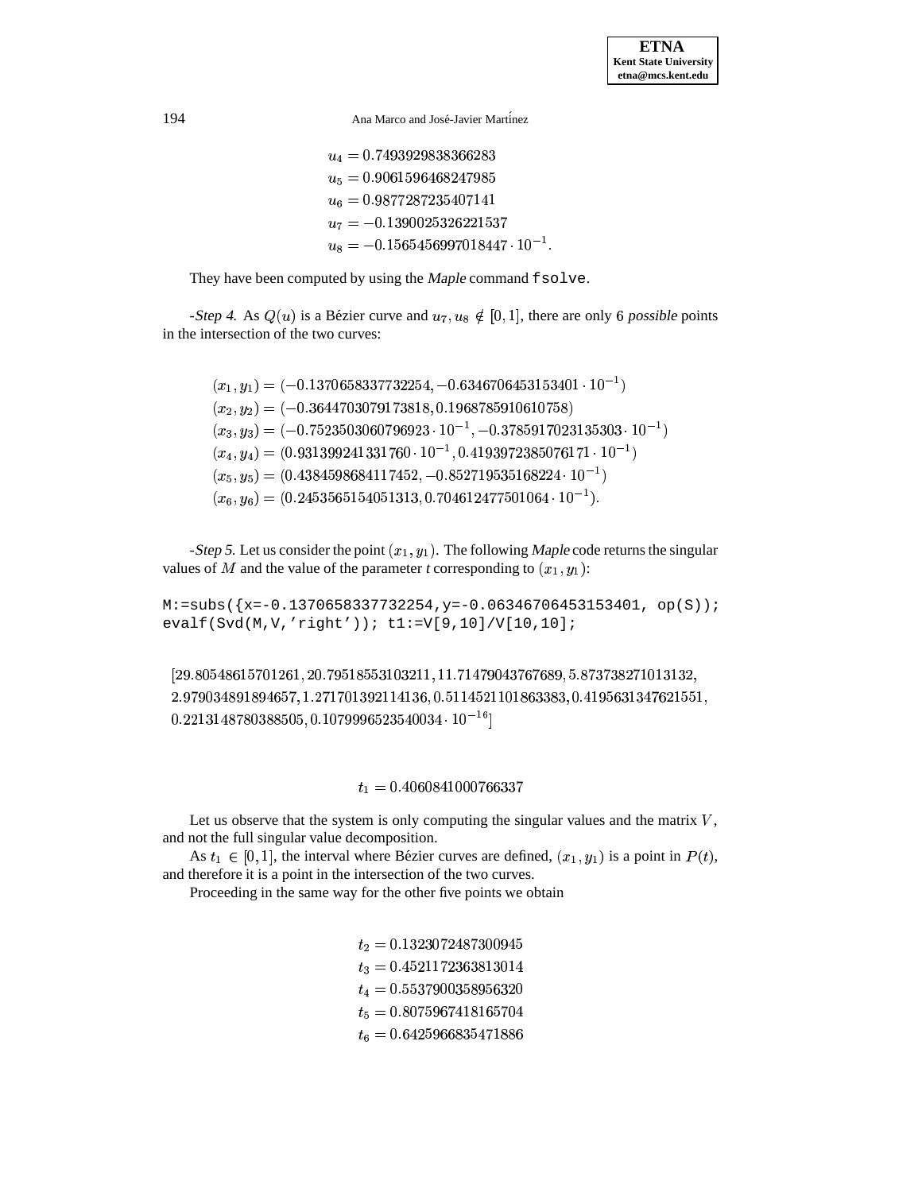$$u_4 = 0.7493929838366283$$
$$u_5 = 0.9061596468247985$$
$$u_6 = 0.9877287235407141$$
$$u_7 = -0.1390025326221537$$
$$u_8 = -0.1565456997018447 \cdot 10^{-1}.$$

They have been computed by using the *Maple* command `fsolve`.

*-Step 4.* As $Q(u)$ is a Bézier curve and $u_7, u_8 \notin [0,1]$, there are only 6 *possible* points in the intersection of the two curves:

$$(x_1, y_1) = (-0.1370658337732254, -0.6346706453153401 \cdot 10^{-1})$$
$$(x_2, y_2) = (-0.3644703079173818, 0.1968785910610758)$$
$$(x_3, y_3) = (-0.7523503060796923 \cdot 10^{-1}, -0.3785917023135303 \cdot 10^{-1})$$
$$(x_4, y_4) = (0.9313992413317600 \cdot 10^{-1}, 0.4193972385076171 \cdot 10^{-1})$$
$$(x_5, y_5) = (0.4384598684117452, -0.852719535168224 \cdot 10^{-1})$$
$$(x_6, y_6) = (0.2453565154051313, 0.704612477501064 \cdot 10^{-1}).$$

*-Step 5.* Let us consider the point $(x_1, y_1)$. The following *Maple* code returns the singular values of $M$ and the value of the parameter $t$ corresponding to $(x_1, y_1)$:

```
M:=subs({x=-0.1370658337732254,y=-0.06346706453153401, op(S));
evalf(Svd(M,V,'right')); t1:=V[9,10]/V[10,10];
```

$$[29.80548615701261, 20.79518553103211, 11.71479043767689, 5.873738271013132,$$
$$2.979034891894657, 1.271701392114136, 0.5114521101863383, 0.4195631347621551,$$
$$0.2213148780388505, 0.1079996523540034 \cdot 10^{-16}]$$

$$t_1 = 0.4060841000766337$$

Let us observe that the system is only computing the singular values and the matrix $V$, and not the full singular value decomposition.

As $t_1 \in [0,1]$, the interval where Bézier curves are defined, $(x_1, y_1)$ is a point in $P(t)$, and therefore it is a point in the intersection of the two curves.

Proceeding in the same way for the other five points we obtain

$$t_2 = 0.1323072487300945$$
$$t_3 = 0.4521172363813014$$
$$t_4 = 0.5537900358956320$$
$$t_5 = 0.8075967418165704$$
$$t_6 = 0.6425966835471886$$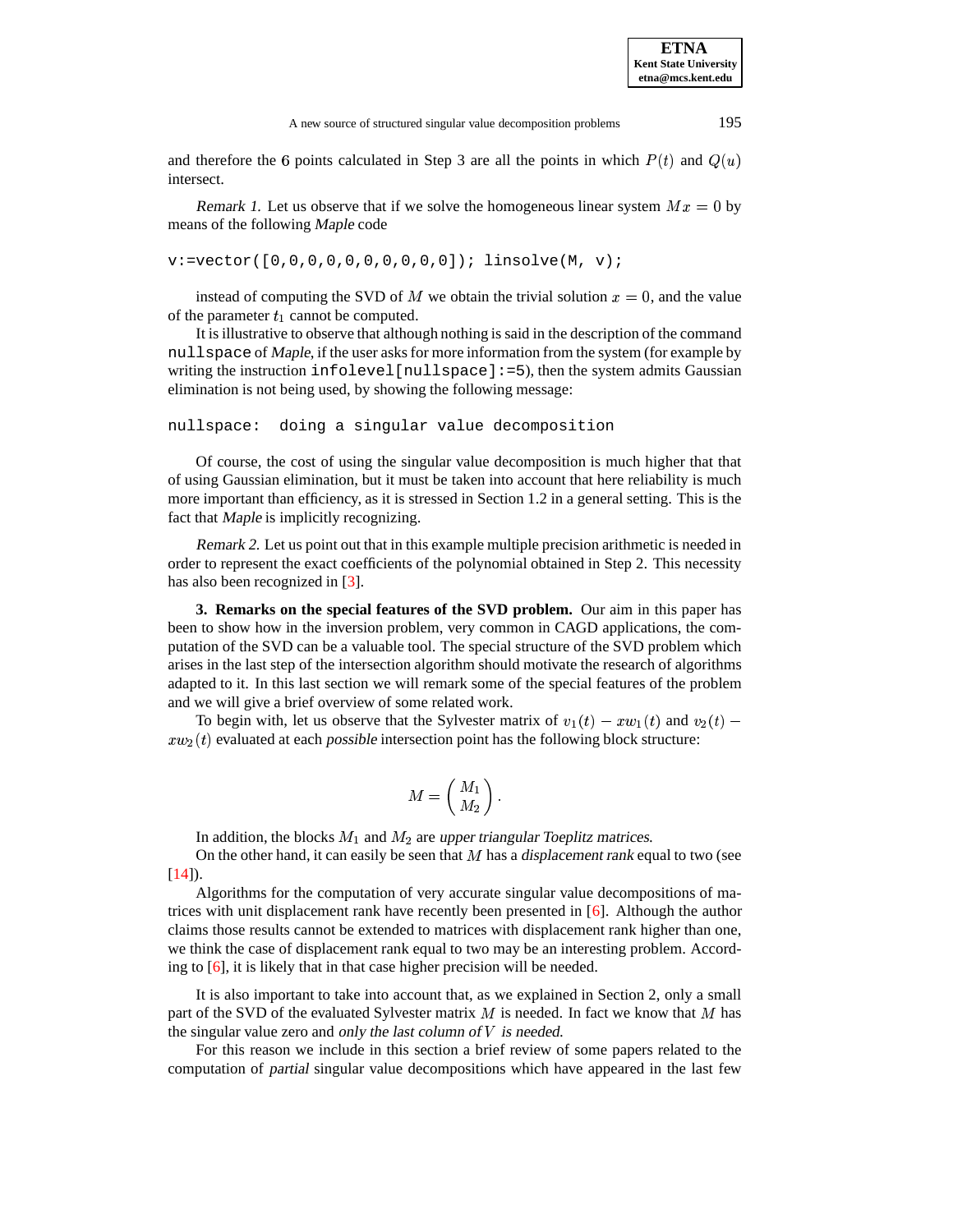and therefore the $6$ points calculated in Step 3 are all the points in which $P(t)$ and $Q(u)$ intersect.

*Remark 1.* Let us observe that if we solve the homogeneous linear system $Mx = 0$ by means of the following *Maple* code

```
v:=vector([0,0,0,0,0,0,0,0,0,0]); linsolve(M, v);
```

instead of computing the SVD of $M$ we obtain the trivial solution $x = 0$, and the value of the parameter $t_1$ cannot be computed.

It is illustrative to observe that although nothing is said in the description of the command `nullspace` of *Maple*, if the user asks for more information from the system (for example by writing the instruction `infolevel[nullspace]:=5`), then the system admits Gaussian elimination is not being used, by showing the following message:

```
nullspace:  doing a singular value decomposition
```

Of course, the cost of using the singular value decomposition is much higher that that of using Gaussian elimination, but it must be taken into account that here reliability is much more important than efficiency, as it is stressed in Section 1.2 in a general setting. This is the fact that *Maple* is implicitly recognizing.

*Remark 2.* Let us point out that in this example multiple precision arithmetic is needed in order to represent the exact coefficients of the polynomial obtained in Step 2. This necessity has also been recognized in [3].

**3. Remarks on the special features of the SVD problem.** Our aim in this paper has been to show how in the inversion problem, very common in CAGD applications, the computation of the SVD can be a valuable tool. The special structure of the SVD problem which arises in the last step of the intersection algorithm should motivate the research of algorithms adapted to it. In this last section we will remark some of the special features of the problem and we will give a brief overview of some related work.

To begin with, let us observe that the Sylvester matrix of $v_1(t) - xw_1(t)$ and $v_2(t) - xw_2(t)$ evaluated at each *possible* intersection point has the following block structure:

$$M = \begin{pmatrix} M_1 \\ M_2 \end{pmatrix}.$$

In addition, the blocks $M_1$ and $M_2$ are *upper triangular Toeplitz matrices.*

On the other hand, it can easily be seen that $M$ has a *displacement rank* equal to two (see [14]).

Algorithms for the computation of very accurate singular value decompositions of matrices with unit displacement rank have recently been presented in [6]. Although the author claims those results cannot be extended to matrices with displacement rank higher than one, we think the case of displacement rank equal to two may be an interesting problem. According to [6], it is likely that in that case higher precision will be needed.

It is also important to take into account that, as we explained in Section 2, only a small part of the SVD of the evaluated Sylvester matrix $M$ is needed. In fact we know that $M$ has the singular value zero and *only the last column of* $V$ *is needed.*

For this reason we include in this section a brief review of some papers related to the computation of *partial* singular value decompositions which have appeared in the last few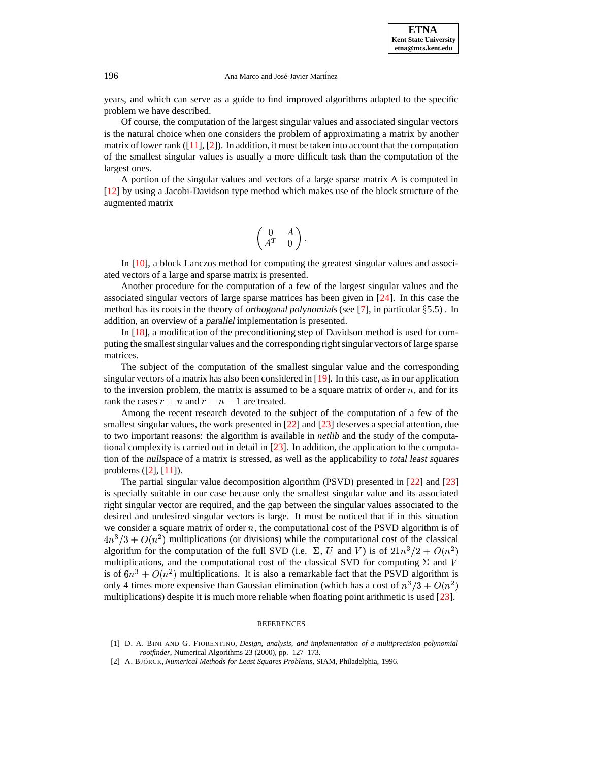years, and which can serve as a guide to find improved algorithms adapted to the specific problem we have described.

Of course, the computation of the largest singular values and associated singular vectors is the natural choice when one considers the problem of approximating a matrix by another matrix of lower rank ([11], [2]). In addition, it must be taken into account that the computation of the smallest singular values is usually a more difficult task than the computation of the largest ones.

A portion of the singular values and vectors of a large sparse matrix A is computed in [12] by using a Jacobi-Davidson type method which makes use of the block structure of the augmented matrix

$$\begin{pmatrix} 0 & A \\ A^T & 0 \end{pmatrix}.$$

In [10], a block Lanczos method for computing the greatest singular values and associated vectors of a large and sparse matrix is presented.

Another procedure for the computation of a few of the largest singular values and the associated singular vectors of large sparse matrices has been given in [24]. In this case the method has its roots in the theory of *orthogonal polynomials* (see [7], in particular §5.5) . In addition, an overview of a *parallel* implementation is presented.

In [18], a modification of the preconditioning step of Davidson method is used for computing the smallest singular values and the corresponding right singular vectors of large sparse matrices.

The subject of the computation of the smallest singular value and the corresponding singular vectors of a matrix has also been considered in [19]. In this case, as in our application to the inversion problem, the matrix is assumed to be a square matrix of order $n$, and for its rank the cases $r = n$ and $r = n-1$ are treated.

Among the recent research devoted to the subject of the computation of a few of the smallest singular values, the work presented in [22] and [23] deserves a special attention, due to two important reasons: the algorithm is available in *netlib* and the study of the computational complexity is carried out in detail in [23]. In addition, the application to the computation of the *nullspace* of a matrix is stressed, as well as the applicability to *total least squares* problems ([2], [11]).

The partial singular value decomposition algorithm (PSVD) presented in [22] and [23] is specially suitable in our case because only the smallest singular value and its associated right singular vector are required, and the gap between the singular values associated to the desired and undesired singular vectors is large. It must be noticed that if in this situation we consider a square matrix of order $n$, the computational cost of the PSVD algorithm is of $4n^3/3 + O(n^2)$ multiplications (or divisions) while the computational cost of the classical algorithm for the computation of the full SVD (i.e. $\Sigma$, $U$ and $V$) is of $21n^3/2 + O(n^2)$ multiplications, and the computational cost of the classical SVD for computing $\Sigma$ and $V$ is of $6n^3 + O(n^2)$ multiplications. It is also a remarkable fact that the PSVD algorithm is only 4 times more expensive than Gaussian elimination (which has a cost of $n^3/3 + O(n^2)$ multiplications) despite it is much more reliable when floating point arithmetic is used [23].

## REFERENCES

[1] D. A. Bini and G. Fiorentino, *Design, analysis, and implementation of a multiprecision polynomial rootfinder*, Numerical Algorithms 23 (2000), pp. 127–173.

[2] A. Björck, *Numerical Methods for Least Squares Problems*, SIAM, Philadelphia, 1996.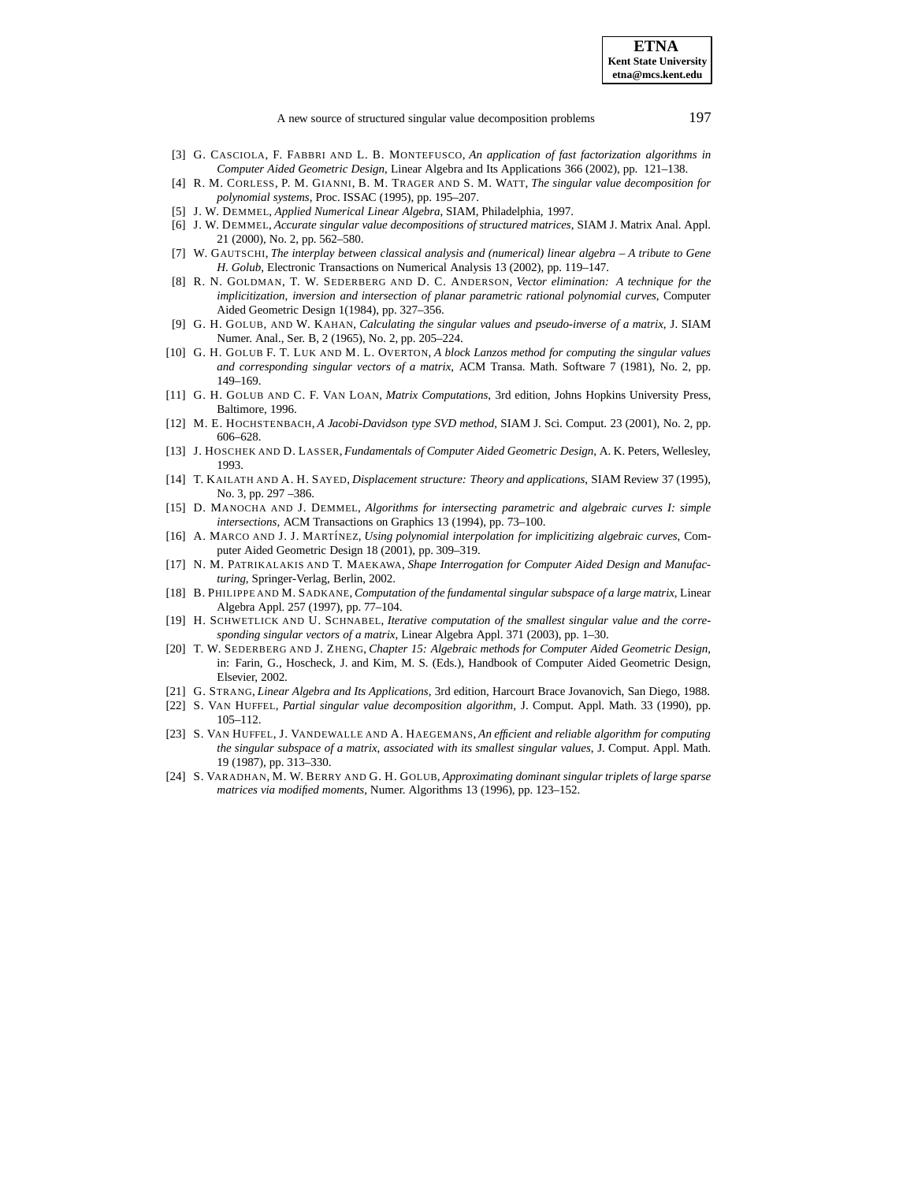[3] G. CASCIOLA, F. FABBRI AND L. B. MONTEFUSCO, *An application of fast factorization algorithms in Computer Aided Geometric Design*, Linear Algebra and Its Applications 366 (2002), pp. 121–138.

[4] R. M. CORLESS, P. M. GIANNI, B. M. TRAGER AND S. M. WATT, *The singular value decomposition for polynomial systems*, Proc. ISSAC (1995), pp. 195–207.

[5] J. W. DEMMEL, *Applied Numerical Linear Algebra*, SIAM, Philadelphia, 1997.

[6] J. W. DEMMEL, *Accurate singular value decompositions of structured matrices*, SIAM J. Matrix Anal. Appl. 21 (2000), No. 2, pp. 562–580.

[7] W. GAUTSCHI, *The interplay between classical analysis and (numerical) linear algebra – A tribute to Gene H. Golub*, Electronic Transactions on Numerical Analysis 13 (2002), pp. 119–147.

[8] R. N. GOLDMAN, T. W. SEDERBERG AND D. C. ANDERSON, *Vector elimination: A technique for the implicitization, inversion and intersection of planar parametric rational polynomial curves*, Computer Aided Geometric Design 1(1984), pp. 327–356.

[9] G. H. GOLUB, AND W. KAHAN, *Calculating the singular values and pseudo-inverse of a matrix*, J. SIAM Numer. Anal., Ser. B, 2 (1965), No. 2, pp. 205–224.

[10] G. H. GOLUB F. T. LUK AND M. L. OVERTON, *A block Lanzos method for computing the singular values and corresponding singular vectors of a matrix*, ACM Transa. Math. Software 7 (1981), No. 2, pp. 149–169.

[11] G. H. GOLUB AND C. F. VAN LOAN, *Matrix Computations*, 3rd edition, Johns Hopkins University Press, Baltimore, 1996.

[12] M. E. HOCHSTENBACH, *A Jacobi-Davidson type SVD method*, SIAM J. Sci. Comput. 23 (2001), No. 2, pp. 606–628.

[13] J. HOSCHEK AND D. LASSER, *Fundamentals of Computer Aided Geometric Design*, A. K. Peters, Wellesley, 1993.

[14] T. KAILATH AND A. H. SAYED, *Displacement structure: Theory and applications*, SIAM Review 37 (1995), No. 3, pp. 297 –386.

[15] D. MANOCHA AND J. DEMMEL, *Algorithms for intersecting parametric and algebraic curves I: simple intersections*, ACM Transactions on Graphics 13 (1994), pp. 73–100.

[16] A. MARCO AND J. J. MARTÍNEZ, *Using polynomial interpolation for implicitizing algebraic curves*, Computer Aided Geometric Design 18 (2001), pp. 309–319.

[17] N. M. PATRIKALAKIS AND T. MAEKAWA, *Shape Interrogation for Computer Aided Design and Manufacturing*, Springer-Verlag, Berlin, 2002.

[18] B. PHILIPPE AND M. SADKANE, *Computation of the fundamental singular subspace of a large matrix*, Linear Algebra Appl. 257 (1997), pp. 77–104.

[19] H. SCHWETLICK AND U. SCHNABEL, *Iterative computation of the smallest singular value and the corresponding singular vectors of a matrix*, Linear Algebra Appl. 371 (2003), pp. 1–30.

[20] T. W. SEDERBERG AND J. ZHENG, *Chapter 15: Algebraic methods for Computer Aided Geometric Design*, in: Farin, G., Hoscheck, J. and Kim, M. S. (Eds.), Handbook of Computer Aided Geometric Design, Elsevier, 2002.

[21] G. STRANG, *Linear Algebra and Its Applications*, 3rd edition, Harcourt Brace Jovanovich, San Diego, 1988.

[22] S. VAN HUFFEL, *Partial singular value decomposition algorithm*, J. Comput. Appl. Math. 33 (1990), pp. 105–112.

[23] S. VAN HUFFEL, J. VANDEWALLE AND A. HAEGEMANS, *An efficient and reliable algorithm for computing the singular subspace of a matrix, associated with its smallest singular values*, J. Comput. Appl. Math. 19 (1987), pp. 313–330.

[24] S. VARADHAN, M. W. BERRY AND G. H. GOLUB, *Approximating dominant singular triplets of large sparse matrices via modified moments*, Numer. Algorithms 13 (1996), pp. 123–152.